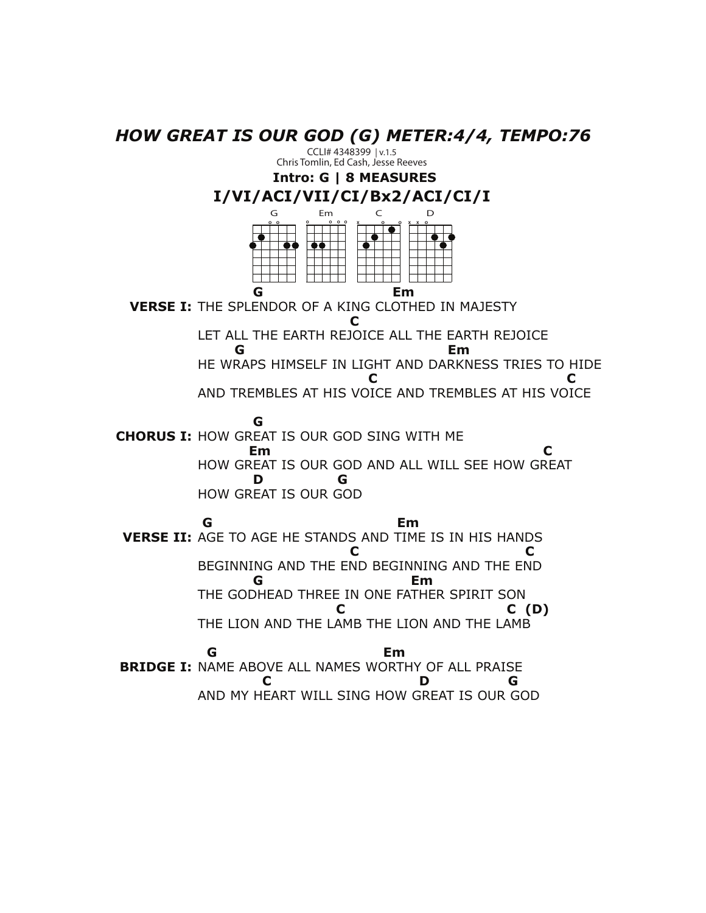# *HOW GREAT IS OUR GOD (G) METER:4/4, TEMPO:76*

CCLI# 4348399 | v.1.5
Chris Tomlin, Ed Cash, Jesse Reeves

**Intro: G | 8 MEASURES**

**I/VI/ACI/VII/CI/Bx2/ACI/CI/I**

G Em C D

```
            G                            Em
VERSE I:    THE SPLENDOR OF A KING CLOTHED IN MAJESTY
                                  C
            LET ALL THE EARTH REJOICE ALL THE EARTH REJOICE
               G                                  Em
            HE WRAPS HIMSELF IN LIGHT AND DARKNESS TRIES TO HIDE
                                      C                                     C
            AND TREMBLES AT HIS VOICE AND TREMBLES AT HIS VOICE

                  G
CHORUS I:   HOW GREAT IS OUR GOD SING WITH ME
                 Em                                         C
            HOW GREAT IS OUR GOD AND ALL WILL SEE HOW GREAT
                  D          G
            HOW GREAT IS OUR GOD

             G                                  Em
VERSE II:   AGE TO AGE HE STANDS AND TIME IS IN HIS HANDS
                                  C                             C
            BEGINNING AND THE END BEGINNING AND THE END
                  G                          Em
            THE GODHEAD THREE IN ONE FATHER SPIRIT SON
                               C                             C  (D)
            THE LION AND THE LAMB THE LION AND THE LAMB

             G                           Em
BRIDGE I:   NAME ABOVE ALL NAMES WORTHY OF ALL PRAISE
                      C                          D          G
            AND MY HEART WILL SING HOW GREAT IS OUR GOD
```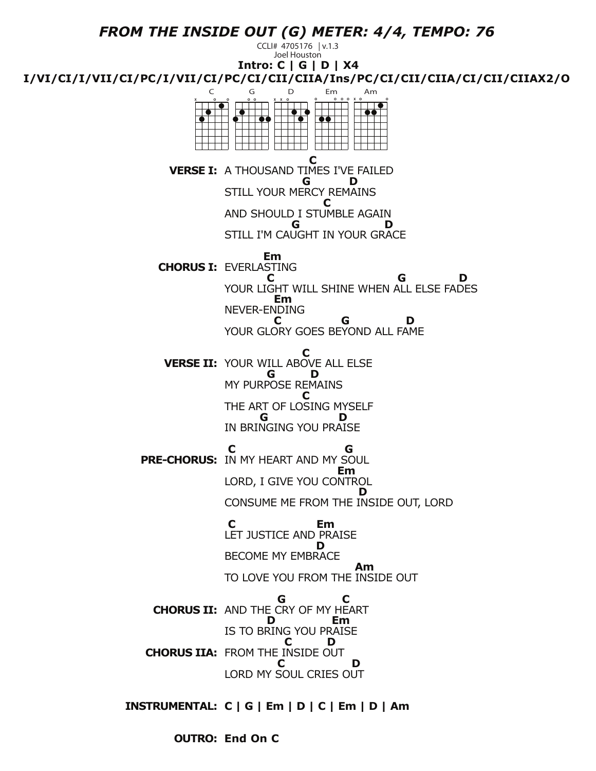# *FROM THE INSIDE OUT (G) METER: 4/4, TEMPO: 76*

CCLI# 4705176 | v.1.3
Joel Houston

**Intro: C | G | D | X4**

**I/VI/CI/I/VII/CI/PC/I/VII/CI/PC/CI/CII/CIIA/Ins/PC/CI/CII/CIIA/CI/CII/CIIAX2/O**

C G D Em Am

```
VERSE I:
                    C
A THOUSAND TIMES I'VE FAILED
                  G         D
STILL YOUR MERCY REMAINS
                      C
AND SHOULD I STUMBLE AGAIN
               G               D
STILL I'M CAUGHT IN YOUR GRACE

CHORUS I:
       Em
EVERLASTING
       C                         G          D
YOUR LIGHT WILL SHINE WHEN ALL ELSE FADES
         Em
NEVER-ENDING
         C              G            D
YOUR GLORY GOES BEYOND ALL FAME

VERSE II:
                 C
YOUR WILL ABOVE ALL ELSE
         G        D
MY PURPOSE REMAINS
                 C
THE ART OF LOSING MYSELF
       G              D
IN BRINGING YOU PRAISE

PRE-CHORUS:
 C                   G
IN MY HEART AND MY SOUL
                     Em
LORD, I GIVE YOU CONTROL
                           D
CONSUME ME FROM THE INSIDE OUT, LORD

 C               Em
LET JUSTICE AND PRAISE
                D
BECOME MY EMBRACE
                          Am
TO LOVE YOU FROM THE INSIDE OUT

CHORUS II:
        G          C
AND THE CRY OF MY HEART
        D          Em
IS TO BRING YOU PRAISE

CHORUS IIA:
          C       D
FROM THE INSIDE OUT
          C           D
LORD MY SOUL CRIES OUT
```

**INSTRUMENTAL: C | G | Em | D | C | Em | D | Am**

**OUTRO: End On C**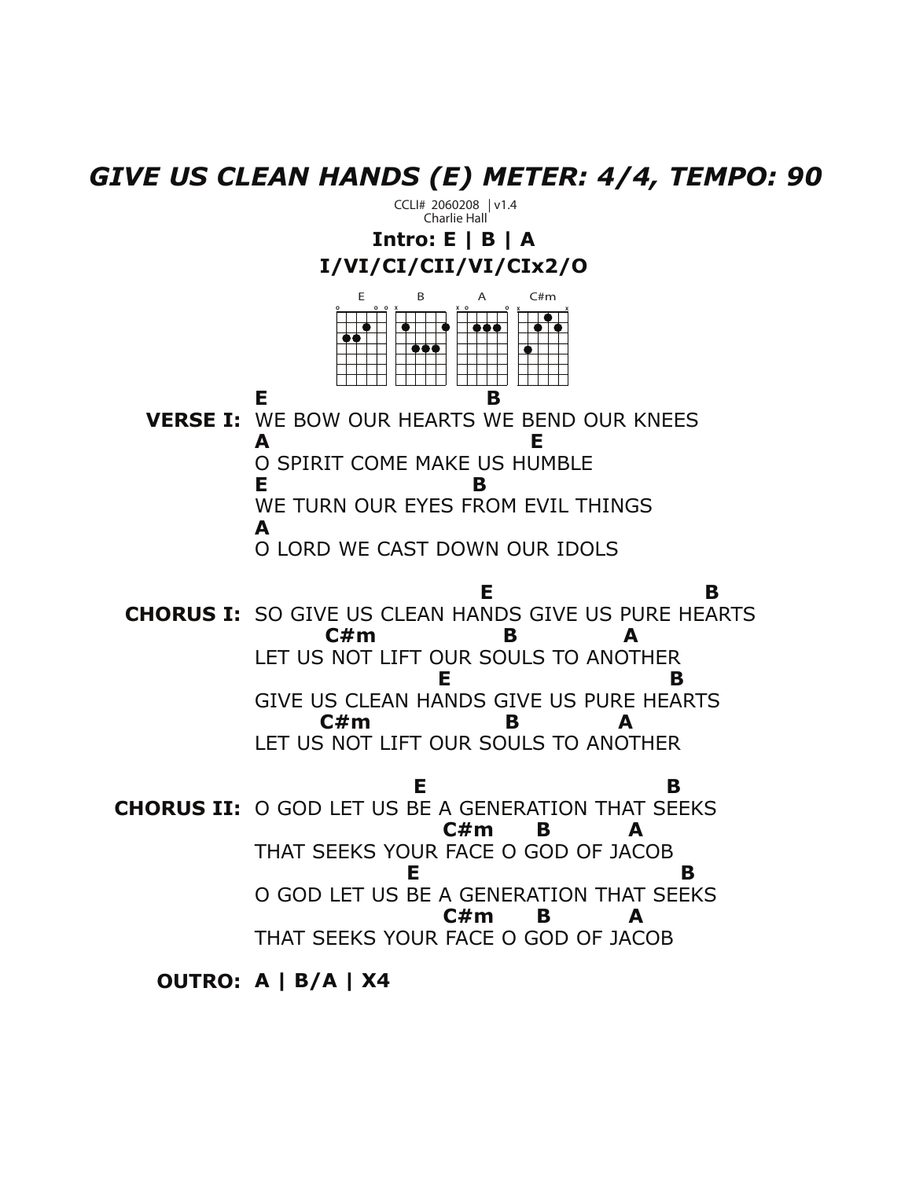# *GIVE US CLEAN HANDS (E) METER: 4/4, TEMPO: 90*

CCLI# 2060208 | v1.4
Charlie Hall

**Intro: E | B | A**

**I/VI/CI/CII/VI/CIx2/O**

E B A C#m

```
                  E                                 B
VERSE I:   WE BOW OUR HEARTS WE BEND OUR KNEES
           A                               E
           O SPIRIT COME MAKE US HUMBLE
           E                            B
           WE TURN OUR EYES FROM EVIL THINGS
           A
           O LORD WE CAST DOWN OUR IDOLS

                                        E                                B
CHORUS I:  SO GIVE US CLEAN HANDS GIVE US PURE HEARTS
                     C#m                  B               A
           LET US NOT LIFT OUR SOULS TO ANOTHER
                                  E                               B
           GIVE US CLEAN HANDS GIVE US PURE HEARTS
                    C#m                   B              A
           LET US NOT LIFT OUR SOULS TO ANOTHER

                               E                                B
CHORUS II: O GOD LET US BE A GENERATION THAT SEEKS
                                    C#m       B            A
           THAT SEEKS YOUR FACE O GOD OF JACOB
                              E                                   B
           O GOD LET US BE A GENERATION THAT SEEKS
                                    C#m       B            A
           THAT SEEKS YOUR FACE O GOD OF JACOB
```

**OUTRO: A | B/A | X4**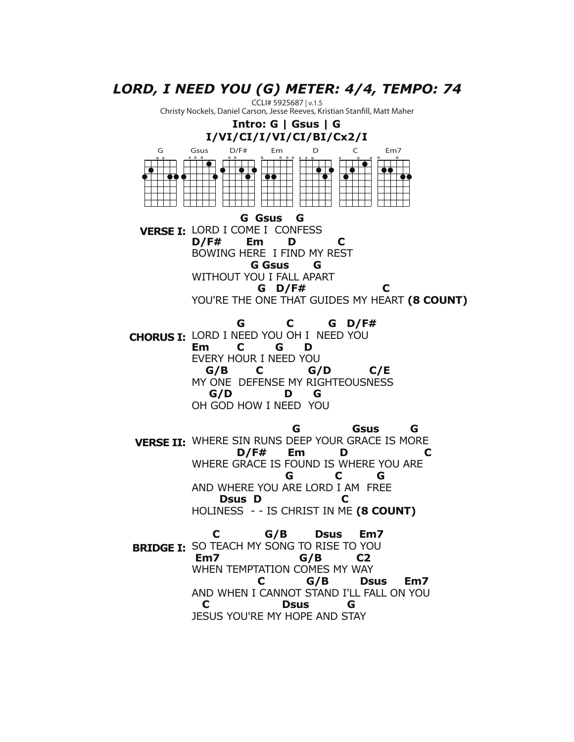# *LORD, I NEED YOU (G) METER: 4/4, TEMPO: 74*

CCLI# 5925687 | v.1.5
Christy Nockels, Daniel Carson, Jesse Reeves, Kristian Stanfill, Matt Maher

**Intro: G | Gsus | G**
**I/VI/CI/I/VI/CI/BI/Cx2/I**

G  Gsus  D/F#  Em  D  C  Em7

```
                  G  Gsus    G
VERSE I:  LORD I COME I  CONFESS
          D/F#      Em       D           C
          BOWING HERE  I FIND MY REST
                      G Gsus      G
          WITHOUT YOU I FALL APART
                        G   D/F#                 C
          YOU'RE THE ONE THAT GUIDES MY HEART (8 COUNT)

                  G           C         G   D/F#
CHORUS I: LORD I NEED YOU OH I  NEED YOU
          Em       C        G     D
          EVERY HOUR I NEED YOU
             G/B       C           G/D          C/E
          MY ONE  DEFENSE MY RIGHTEOUSNESS
              G/D              D      G
          OH GOD HOW I NEED  YOU

                                 G              Gsus        G
VERSE II: WHERE SIN RUNS DEEP YOUR GRACE IS MORE
                     D/F#      Em          D                  C
          WHERE GRACE IS FOUND IS WHERE YOU ARE
                               G           C         G
          AND WHERE YOU ARE LORD I AM  FREE
                 Dsus  D                C
          HOLINESS  - - IS CHRIST IN ME (8 COUNT)

               C            G/B       Dsus     Em7
BRIDGE I: SO TEACH MY SONG TO RISE TO YOU
           Em7                    G/B          C2
          WHEN TEMPTATION COMES MY WAY
                         C           G/B        Dsus     Em7
          AND WHEN I CANNOT STAND I'LL FALL ON YOU
             C                  Dsus          G
          JESUS YOU'RE MY HOPE AND STAY
```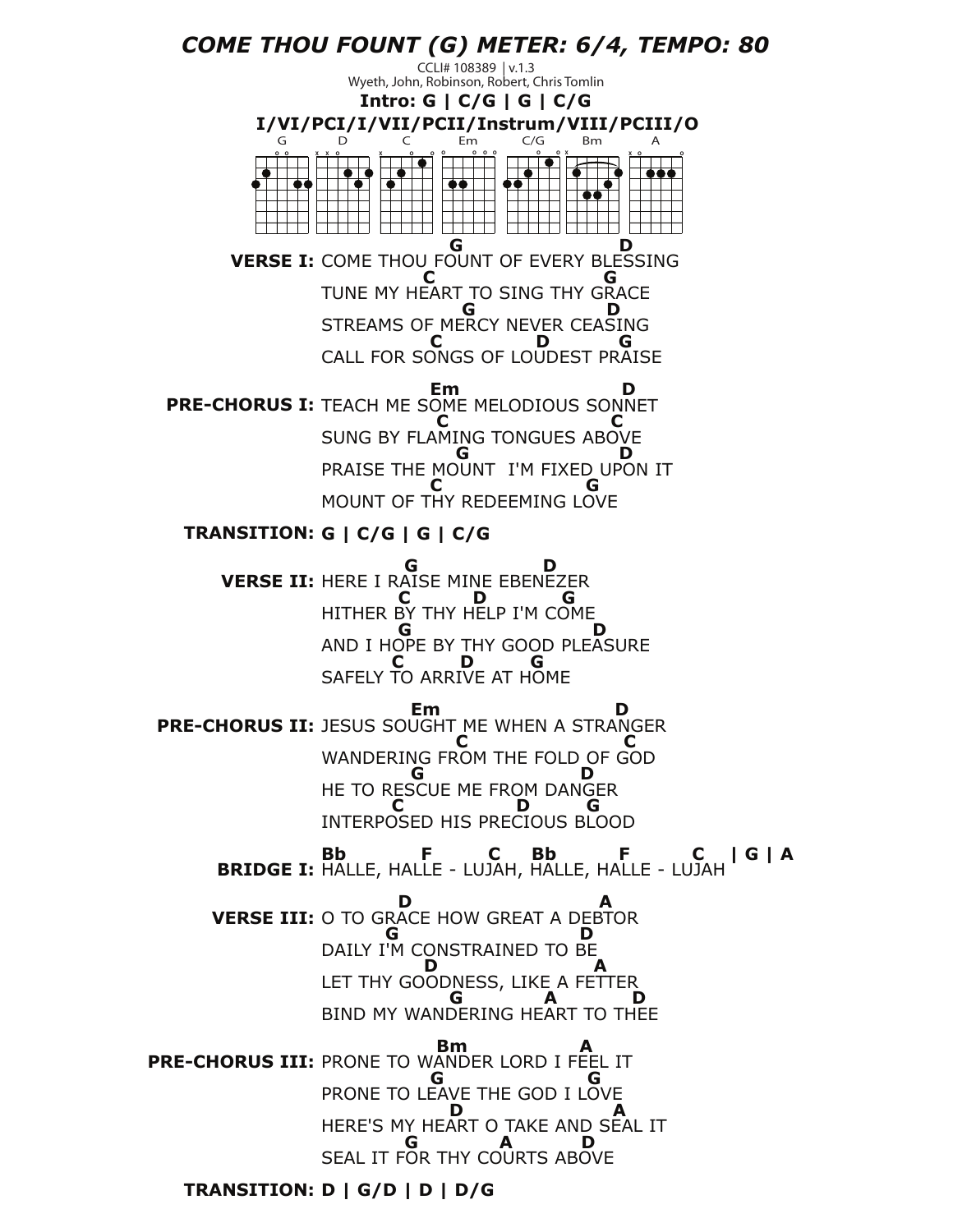# *COME THOU FOUNT (G) METER: 6/4, TEMPO: 80*

CCLI# 108389 | v.1.3
Wyeth, John, Robinson, Robert, Chris Tomlin

**Intro: G | C/G | G | C/G**

**I/VI/PCI/I/VII/PCII/Instrum/VIII/PCIII/O**

G D C Em C/G Bm A

```
VERSE I:           G                    D
        COME THOU FOUNT OF EVERY BLESSING
                   C                G
        TUNE MY HEART TO SING THY GRACE
                     G              D
        STREAMS OF MERCY NEVER CEASING
                  C          D       G
        CALL FOR SONGS OF LOUDEST PRAISE

PRE-CHORUS I:      Em                 D
        TEACH ME SOME MELODIOUS SONNET
                       C              C
        SUNG BY FLAMING TONGUES ABOVE
                      G               D
        PRAISE THE MOUNT  I'M FIXED UPON IT
                    C             G
        MOUNT OF THY REDEEMING LOVE

TRANSITION: G | C/G | G | C/G

VERSE II:        G              D
        HERE I RAISE MINE EBENEZER
                  C       D       G
        HITHER BY THY HELP I'M COME
                 G                D
        AND I HOPE BY THY GOOD PLEASURE
                 C       D       G
        SAFELY TO ARRIVE AT HOME

PRE-CHORUS II:       Em                  D
        JESUS SOUGHT ME WHEN A STRANGER
                        C             C
        WANDERING FROM THE FOLD OF GOD
                  G               D
        HE TO RESCUE ME FROM DANGER
                 C         D      G
        INTERPOSED HIS PRECIOUS BLOOD

BRIDGE I: Bb        F       C     Bb        F        C    | G | A
        HALLE, HALLE - LUJAH, HALLE, HALLE - LUJAH

VERSE III:       D                 A
        O TO GRACE HOW GREAT A DEBTOR
               G               D
        DAILY I'M CONSTRAINED TO BE
                   D               A
        LET THY GOODNESS, LIKE A FETTER
                      G        A      D
        BIND MY WANDERING HEART TO THEE

PRE-CHORUS III:      Bm           A
        PRONE TO WANDER LORD I FEEL IT
                   G               G
        PRONE TO LEAVE THE GOD I LOVE
                      D              A
        HERE'S MY HEART O TAKE AND SEAL IT
                 G         A       D
        SEAL IT FOR THY COURTS ABOVE

TRANSITION: D | G/D | D | D/G
```